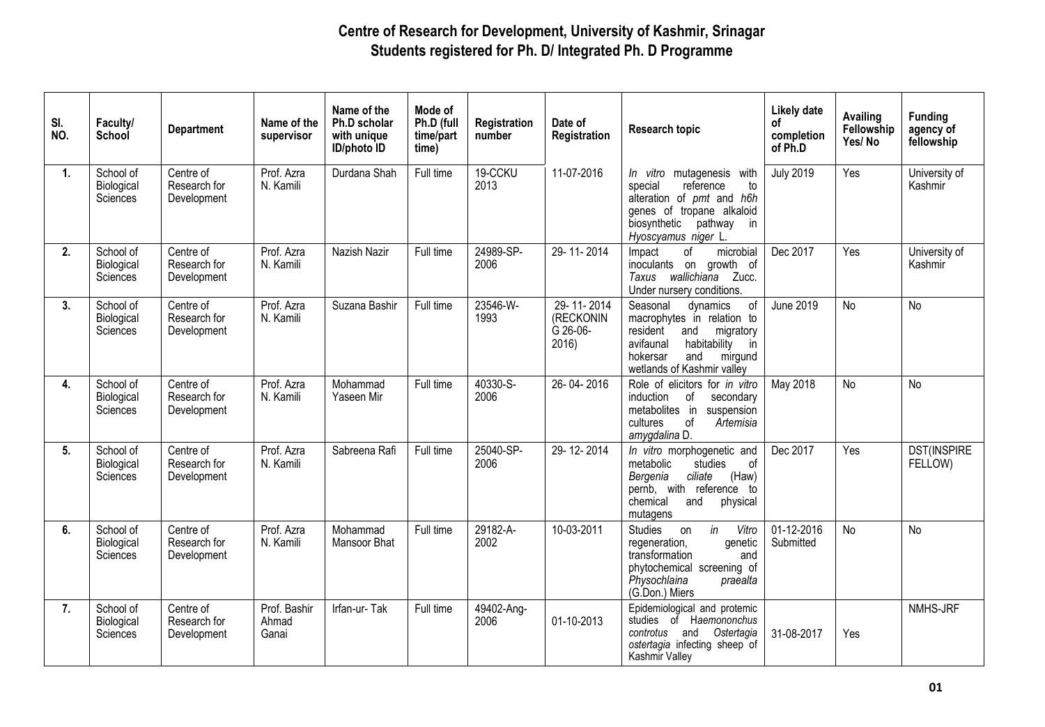# Centre of Research for Development, University of Kashmir, Srinagar
## Students registered for Ph. D/ Integrated Ph. D Programme

| Sl. NO. | Faculty/ School | Department | Name of the supervisor | Name of the Ph.D scholar with unique ID/photo ID | Mode of Ph.D (full time/part time) | Registration number | Date of Registration | Research topic | Likely date of completion of Ph.D | Availing Fellowship Yes/ No | Funding agency of fellowship |
|---|---|---|---|---|---|---|---|---|---|---|---|
| 1. | School of Biological Sciences | Centre of Research for Development | Prof. Azra N. Kamili | Durdana Shah | Full time | 19-CCKU 2013 | 11-07-2016 | *In vitro* mutagenesis with special reference to alteration of *pmt* and *h6h* genes of tropane alkaloid biosynthetic pathway in *Hyoscyamus niger* L. | July 2019 | Yes | University of Kashmir |
| 2. | School of Biological Sciences | Centre of Research for Development | Prof. Azra N. Kamili | Nazish Nazir | Full time | 24989-SP-2006 | 29- 11- 2014 | Impact of microbial inoculants on growth of *Taxus wallichiana* Zucc. Under nursery conditions. | Dec 2017 | Yes | University of Kashmir |
| 3. | School of Biological Sciences | Centre of Research for Development | Prof. Azra N. Kamili | Suzana Bashir | Full time | 23546-W-1993 | 29- 11- 2014 (RECKONIN G 26-06-2016) | Seasonal dynamics of macrophytes in relation to resident and migratory avifaunal habitability in hokersar and mirgund wetlands of Kashmir valley | June 2019 | No | No |
| 4. | School of Biological Sciences | Centre of Research for Development | Prof. Azra N. Kamili | Mohammad Yaseen Mir | Full time | 40330-S-2006 | 26- 04- 2016 | Role of elicitors for *in vitro* induction of secondary metabolites in suspension cultures of *Artemisia amygdalina* D. | May 2018 | No | No |
| 5. | School of Biological Sciences | Centre of Research for Development | Prof. Azra N. Kamili | Sabreena Rafi | Full time | 25040-SP-2006 | 29- 12- 2014 | *In vitro* morphogenetic and metabolic studies of *Bergenia ciliate* (Haw) pernb, with reference to chemical and physical mutagens | Dec 2017 | Yes | DST(INSPIRE FELLOW) |
| 6. | School of Biological Sciences | Centre of Research for Development | Prof. Azra N. Kamili | Mohammad Mansoor Bhat | Full time | 29182-A-2002 | 10-03-2011 | Studies on *in Vitro* regeneration, genetic transformation and phytochemical screening of *Physochlaina praealta* (G.Don.) Miers | 01-12-2016 Submitted | No | No |
| 7. | School of Biological Sciences | Centre of Research for Development | Prof. Bashir Ahmad Ganai | Irfan-ur- Tak | Full time | 49402-Ang-2006 | 01-10-2013 | Epidemiological and protemic studies of *Haemononchus controtus* and *Ostertagia ostertagia* infecting sheep of Kashmir Valley | 31-08-2017 | Yes | NMHS-JRF |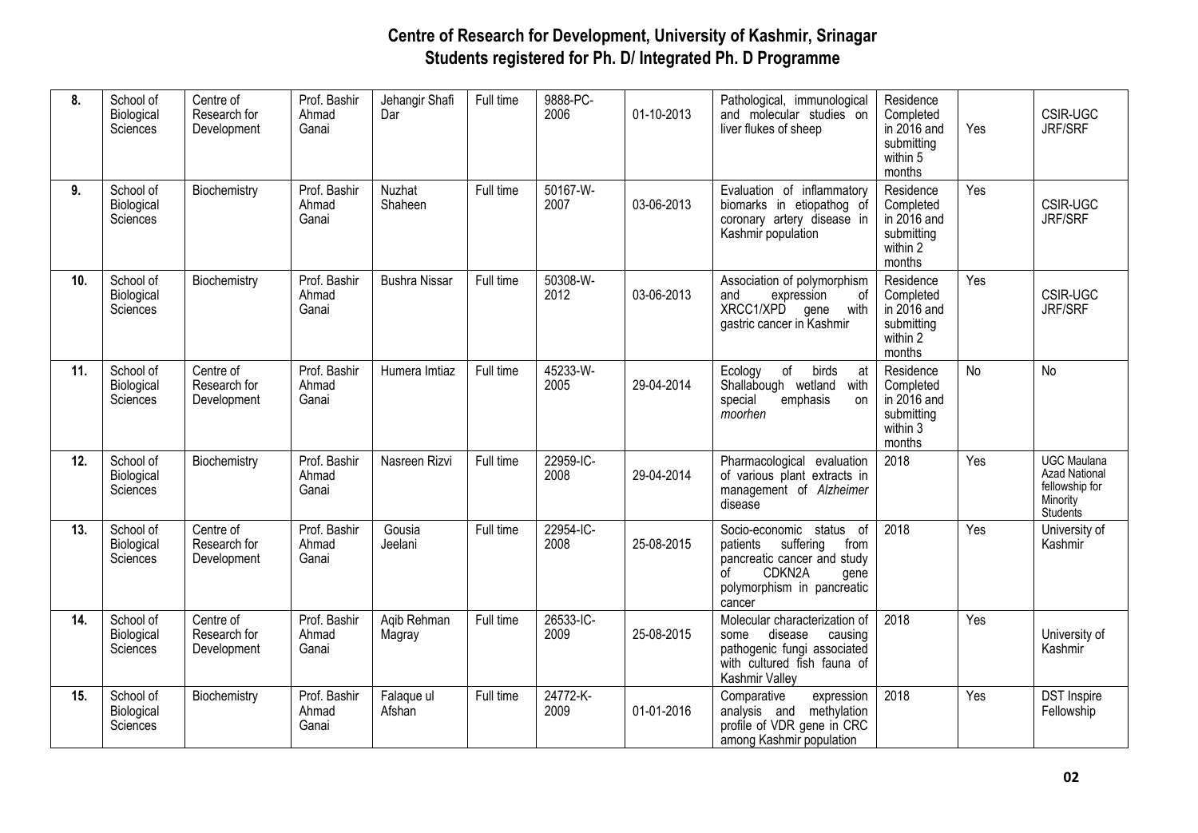# Centre of Research for Development, University of Kashmir, Srinagar
## Students registered for Ph. D/ Integrated Ph. D Programme

| | | | | | | | | | | | |
|---|---|---|---|---|---|---|---|---|---|---|---|
| **8.** | School of Biological Sciences | Centre of Research for Development | Prof. Bashir Ahmad Ganai | Jehangir Shafi Dar | Full time | 9888-PC-2006 | 01-10-2013 | Pathological, immunological and molecular studies on liver flukes of sheep | Residence Completed in 2016 and submitting within 5 months | Yes | CSIR-UGC JRF/SRF |
| **9.** | School of Biological Sciences | Biochemistry | Prof. Bashir Ahmad Ganai | Nuzhat Shaheen | Full time | 50167-W-2007 | 03-06-2013 | Evaluation of inflammatory biomarks in etiopathog of coronary artery disease in Kashmir population | Residence Completed in 2016 and submitting within 2 months | Yes | CSIR-UGC JRF/SRF |
| **10.** | School of Biological Sciences | Biochemistry | Prof. Bashir Ahmad Ganai | Bushra Nissar | Full time | 50308-W-2012 | 03-06-2013 | Association of polymorphism and expression of XRCC1/XPD gene with gastric cancer in Kashmir | Residence Completed in 2016 and submitting within 2 months | Yes | CSIR-UGC JRF/SRF |
| **11.** | School of Biological Sciences | Centre of Research for Development | Prof. Bashir Ahmad Ganai | Humera Imtiaz | Full time | 45233-W-2005 | 29-04-2014 | Ecology of birds at Shallabough wetland with special emphasis on *moorhen* | Residence Completed in 2016 and submitting within 3 months | No | No |
| **12.** | School of Biological Sciences | Biochemistry | Prof. Bashir Ahmad Ganai | Nasreen Rizvi | Full time | 22959-IC-2008 | 29-04-2014 | Pharmacological evaluation of various plant extracts in management of *Alzheimer* disease | 2018 | Yes | UGC Maulana Azad National fellowship for Minority Students |
| **13.** | School of Biological Sciences | Centre of Research for Development | Prof. Bashir Ahmad Ganai | Gousia Jeelani | Full time | 22954-IC-2008 | 25-08-2015 | Socio-economic status of patients suffering from pancreatic cancer and study of CDKN2A gene polymorphism in pancreatic cancer | 2018 | Yes | University of Kashmir |
| **14.** | School of Biological Sciences | Centre of Research for Development | Prof. Bashir Ahmad Ganai | Aqib Rehman Magray | Full time | 26533-IC-2009 | 25-08-2015 | Molecular characterization of some disease causing pathogenic fungi associated with cultured fish fauna of Kashmir Valley | 2018 | Yes | University of Kashmir |
| **15.** | School of Biological Sciences | Biochemistry | Prof. Bashir Ahmad Ganai | Falaque ul Afshan | Full time | 24772-K-2009 | 01-01-2016 | Comparative expression analysis and methylation profile of VDR gene in CRC among Kashmir population | 2018 | Yes | DST Inspire Fellowship |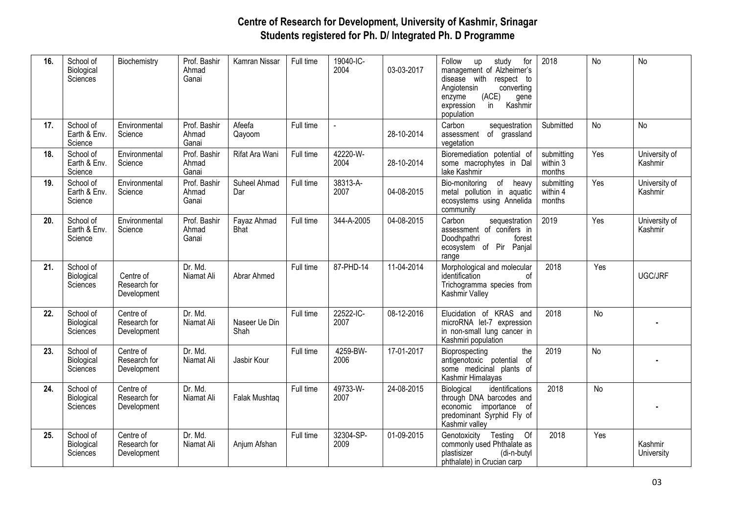# Centre of Research for Development, University of Kashmir, Srinagar
## Students registered for Ph. D/ Integrated Ph. D Programme

| | | | | | | | | | | | |
|---|---|---|---|---|---|---|---|---|---|---|---|
| 16. | School of Biological Sciences | Biochemistry | Prof. Bashir Ahmad Ganai | Kamran Nissar | Full time | 19040-IC-2004 | 03-03-2017 | Follow up study for management of Alzheimer's disease with respect to Angiotensin converting enzyme (ACE) gene expression in Kashmir population | 2018 | No | No |
| 17. | School of Earth & Env. Science | Environmental Science | Prof. Bashir Ahmad Ganai | Afeefa Qayoom | Full time | - | 28-10-2014 | Carbon sequestration assessment of grassland vegetation | Submitted | No | No |
| 18. | School of Earth & Env. Science | Environmental Science | Prof. Bashir Ahmad Ganai | Rifat Ara Wani | Full time | 42220-W-2004 | 28-10-2014 | Bioremediation potential of some macrophytes in Dal lake Kashmir | submitting within 3 months | Yes | University of Kashmir |
| 19. | School of Earth & Env. Science | Environmental Science | Prof. Bashir Ahmad Ganai | Suheel Ahmad Dar | Full time | 38313-A-2007 | 04-08-2015 | Bio-monitoring of heavy metal pollution in aquatic ecosystems using Annelida community | submitting within 4 months | Yes | University of Kashmir |
| 20. | School of Earth & Env. Science | Environmental Science | Prof. Bashir Ahmad Ganai | Fayaz Ahmad Bhat | Full time | 344-A-2005 | 04-08-2015 | Carbon sequestration assessment of conifers in Doodhpathri forest ecosystem of Pir Panjal range | 2019 | Yes | University of Kashmir |
| 21. | School of Biological Sciences | Centre of Research for Development | Dr. Md. Niamat Ali | Abrar Ahmed | Full time | 87-PHD-14 | 11-04-2014 | Morphological and molecular identification of Trichogramma species from Kashmir Valley | 2018 | Yes | UGC/JRF |
| 22. | School of Biological Sciences | Centre of Research for Development | Dr. Md. Niamat Ali | Naseer Ue Din Shah | Full time | 22522-IC-2007 | 08-12-2016 | Elucidation of KRAS and microRNA let-7 expression in non-small lung cancer in Kashmiri population | 2018 | No | - |
| 23. | School of Biological Sciences | Centre of Research for Development | Dr. Md. Niamat Ali | Jasbir Kour | Full time | 4259-BW-2006 | 17-01-2017 | Bioprospecting the antigenotoxic potential of some medicinal plants of Kashmir Himalayas | 2019 | No | - |
| 24. | School of Biological Sciences | Centre of Research for Development | Dr. Md. Niamat Ali | Falak Mushtaq | Full time | 49733-W-2007 | 24-08-2015 | Biological identifications through DNA barcodes and economic importance of predominant Syrphid Fly of Kashmir valley | 2018 | No | - |
| 25. | School of Biological Sciences | Centre of Research for Development | Dr. Md. Niamat Ali | Anjum Afshan | Full time | 32304-SP-2009 | 01-09-2015 | Genotoxicity Testing Of commonly used Phthalate as plastisizer (di-n-butyl phthalate) in Crucian carp | 2018 | Yes | Kashmir University |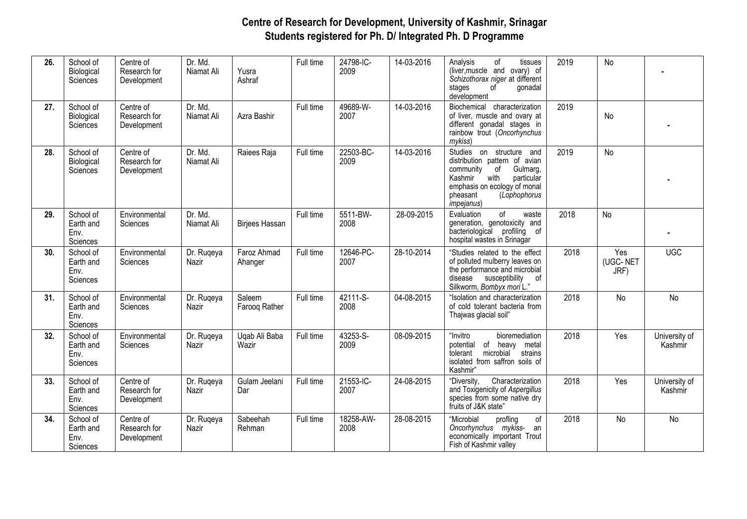# Centre of Research for Development, University of Kashmir, Srinagar
## Students registered for Ph. D/ Integrated Ph. D Programme

| | | | | | | | | | | | |
|---|---|---|---|---|---|---|---|---|---|---|---|
| **26.** | School of Biological Sciences | Centre of Research for Development | Dr. Md. Niamat Ali | Yusra Ashraf | Full time | 24798-IC-2009 | 14-03-2016 | Analysis of tissues (liver,muscle and ovary) of *Schizothorax niger* at different stages of gonadal development | 2019 | No | - |
| **27.** | School of Biological Sciences | Centre of Research for Development | Dr. Md. Niamat Ali | Azra Bashir | Full time | 49689-W-2007 | 14-03-2016 | Biochemical characterization of liver, muscle and ovary at different gonadal stages in rainbow trout (*Oncorhynchus mykiss*) | 2019 | No | - |
| **28.** | School of Biological Sciences | Centre of Research for Development | Dr. Md. Niamat Ali | Raiees Raja | Full time | 22503-BC-2009 | 14-03-2016 | Studies on structure and distribution pattern of avian community of Gulmarg, Kashmir with particular emphasis on ecology of monal pheasant (*Lophophorus impejanus*) | 2019 | No | - |
| **29.** | School of Earth and Env. Sciences | Environmental Sciences | Dr. Md. Niamat Ali | Birjees Hassan | Full time | 5511-BW-2008 | 28-09-2015 | Evaluation of waste generation, genotoxicity and bacteriological profiling of hospital wastes in Srinagar | 2018 | No | - |
| **30.** | School of Earth and Env. Sciences | Environmental Sciences | Dr. Ruqeya Nazir | Faroz Ahmad Ahanger | Full time | 12646-PC-2007 | 28-10-2014 | "Studies related to the effect of polluted mulberry leaves on the performance and microbial disease susceptibility of Silkworm, *Bombyx mori* L." | 2018 | Yes (UGC- NET JRF) | UGC |
| **31.** | School of Earth and Env. Sciences | Environmental Sciences | Dr. Ruqeya Nazir | Saleem Farooq Rather | Full time | 42111-S-2008 | 04-08-2015 | "Isolation and characterization of cold tolerant bacteria from Thajwas glacial soil" | 2018 | No | No |
| **32.** | School of Earth and Env. Sciences | Environmental Sciences | Dr. Ruqeya Nazir | Uqab Ali Baba Wazir | Full time | 43253-S-2009 | 08-09-2015 | "Invitro bioremediation potential of heavy metal tolerant microbial strains isolated from saffron soils of Kashmir" | 2018 | Yes | University of Kashmir |
| **33.** | School of Earth and Env. Sciences | Centre of Research for Development | Dr. Ruqeya Nazir | Gulam Jeelani Dar | Full time | 21553-IC-2007 | 24-08-2015 | "Diversity, Characterization and Toxigenicity of *Aspergillus* species from some native dry fruits of J&K state" | 2018 | Yes | University of Kashmir |
| **34.** | School of Earth and Env. Sciences | Centre of Research for Development | Dr. Ruqeya Nazir | Sabeehah Rehman | Full time | 18258-AW-2008 | 28-08-2015 | "Microbial profling of *Oncorhynchus mykiss*- an economically important Trout Fish of Kashmir valley | 2018 | No | No |